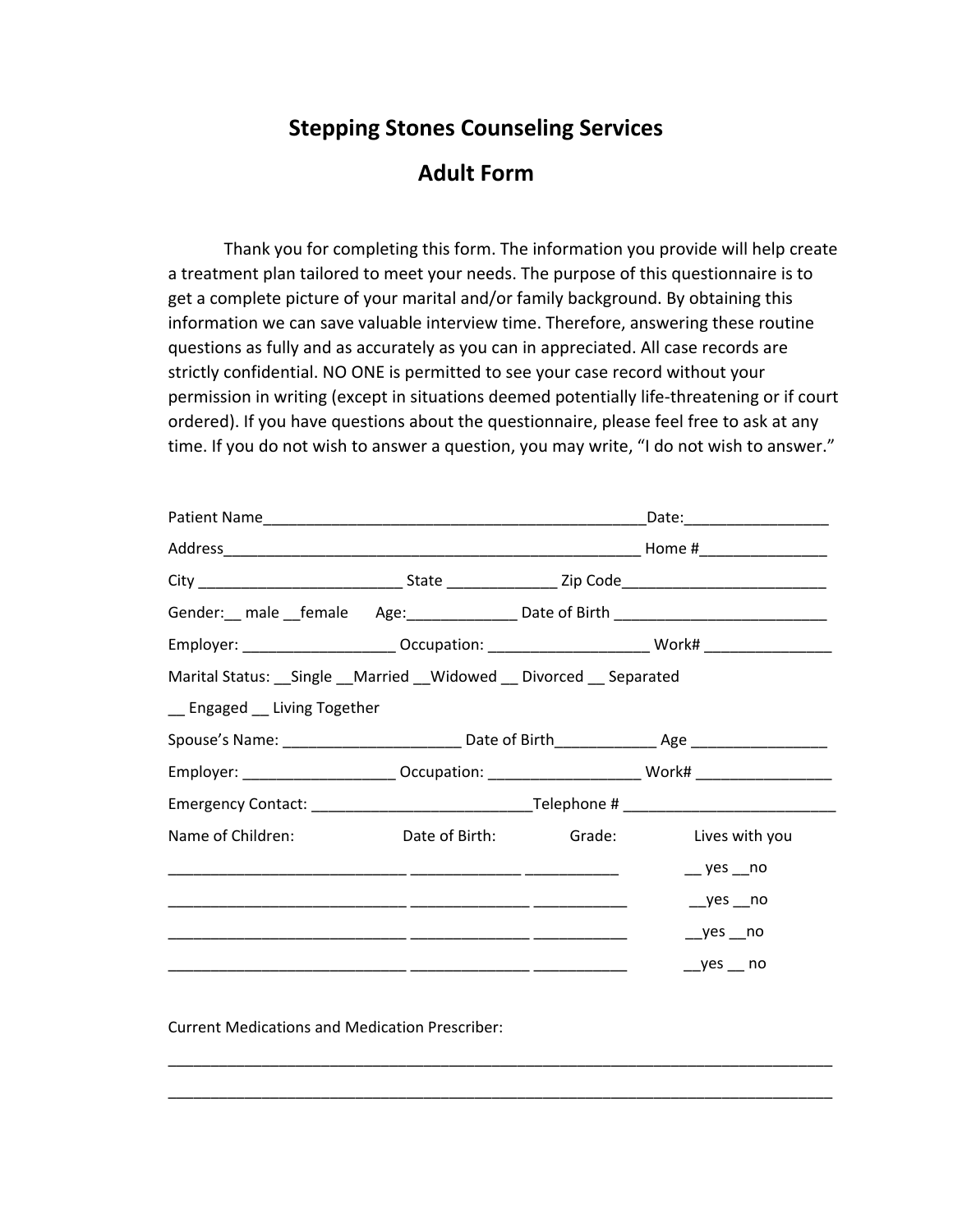# Stepping Stones Counseling Services

## Adult Form

Thank you for completing this form. The information you provide will help create a treatment plan tailored to meet your needs. The purpose of this questionnaire is to get a complete picture of your marital and/or family background. By obtaining this information we can save valuable interview time. Therefore, answering these routine questions as fully and as accurately as you can in appreciated. All case records are strictly confidential. NO ONE is permitted to see your case record without your permission in writing (except in situations deemed potentially life-threatening or if court ordered). If you have questions about the questionnaire, please feel free to ask at any time. If you do not wish to answer a question, you may write, “I do not wish to answer.”

Patient Name_____________________________________________Date:________________

Address_________________________________________________ Home #_______________

City _______________________ State ____________ Zip Code_______________________

Gender:__ male __female Age:____________ Date of Birth ________________________

Employer: _________________ Occupation: __________________ Work# ______________

Marital Status: __Single __Married __Widowed __ Divorced __ Separated

__ Engaged __ Living Together

Spouse’s Name: ____________________ Date of Birth___________ Age _______________

Employer: _________________ Occupation: _________________ Work# _______________

Emergency Contact: _________________________Telephone # ________________________

| Name of Children: | Date of Birth: | Grade: | Lives with you |
|---|---|---|---|
| ___________________________ | _____________ | ___________ | __ yes __no |
| ___________________________ | _____________ | ___________ | __yes __no |
| ___________________________ | _____________ | ___________ | __yes __no |
| ___________________________ | _____________ | ___________ | __yes __ no |

Current Medications and Medication Prescriber:

_____________________________________________________________________________

_____________________________________________________________________________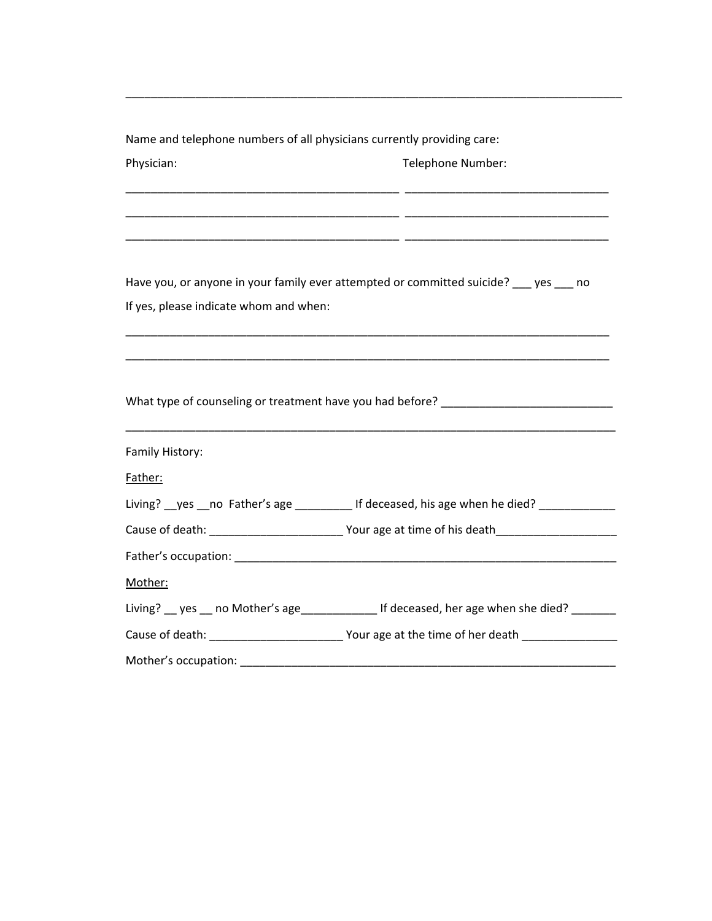_______________________________________________________________________________

Name and telephone numbers of all physicians currently providing care:

Physician: Telephone Number:

___________________________________________ ________________________________

___________________________________________ ________________________________

___________________________________________ ________________________________

Have you, or anyone in your family ever attempted or committed suicide? ___ yes ___ no

If yes, please indicate whom and when:

______________________________________________________________________________

______________________________________________________________________________

What type of counseling or treatment have you had before? ___________________________

_______________________________________________________________________________

Family History:

<u>Father:</u>

Living? __yes __no Father's age _________ If deceased, his age when he died? ____________

Cause of death: _____________________ Your age at time of his death___________________

Father's occupation: _____________________________________________________________

<u>Mother:</u>

Living? __ yes __ no Mother's age____________ If deceased, her age when she died? _______

Cause of death: _____________________ Your age at the time of her death _______________

Mother's occupation: ____________________________________________________________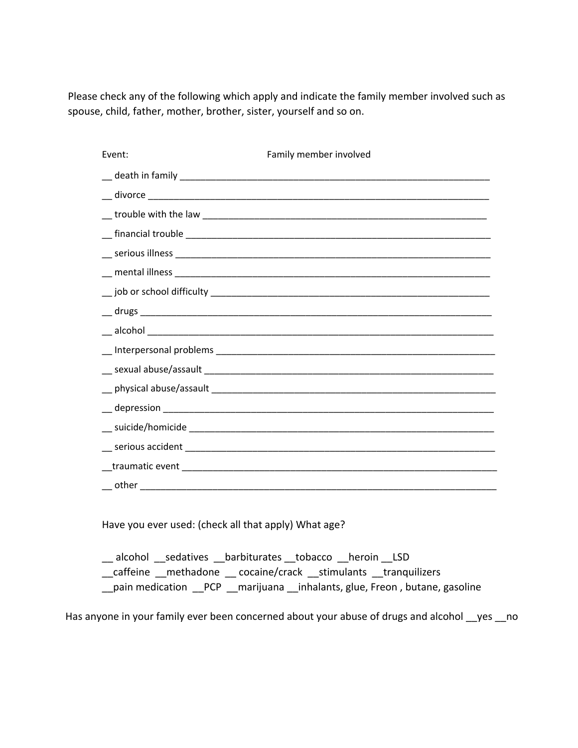Please check any of the following which apply and indicate the family member involved such as spouse, child, father, mother, brother, sister, yourself and so on.

Event: Family member involved

__ death in family ________________________________________________________________

__ divorce ______________________________________________________________________

__ trouble with the law ___________________________________________________________

__ financial trouble _______________________________________________________________

__ serious illness _________________________________________________________________

__ mental illness _________________________________________________________________

__ job or school difficulty __________________________________________________________

__ drugs _______________________________________________________________________

__ alcohol ______________________________________________________________________

__ Interpersonal problems _________________________________________________________

__ sexual abuse/assault ____________________________________________________________

__ physical abuse/assault __________________________________________________________

__ depression ___________________________________________________________________

__ suicide/homicide _______________________________________________________________

__ serious accident _______________________________________________________________

__traumatic event _________________________________________________________________

__ other _________________________________________________________________________

Have you ever used: (check all that apply) What age?

__ alcohol __sedatives __barbiturates __tobacco __heroin __LSD
__caffeine __methadone __ cocaine/crack __stimulants __tranquilizers
__pain medication __PCP __marijuana __inhalants, glue, Freon , butane, gasoline

Has anyone in your family ever been concerned about your abuse of drugs and alcohol __yes __no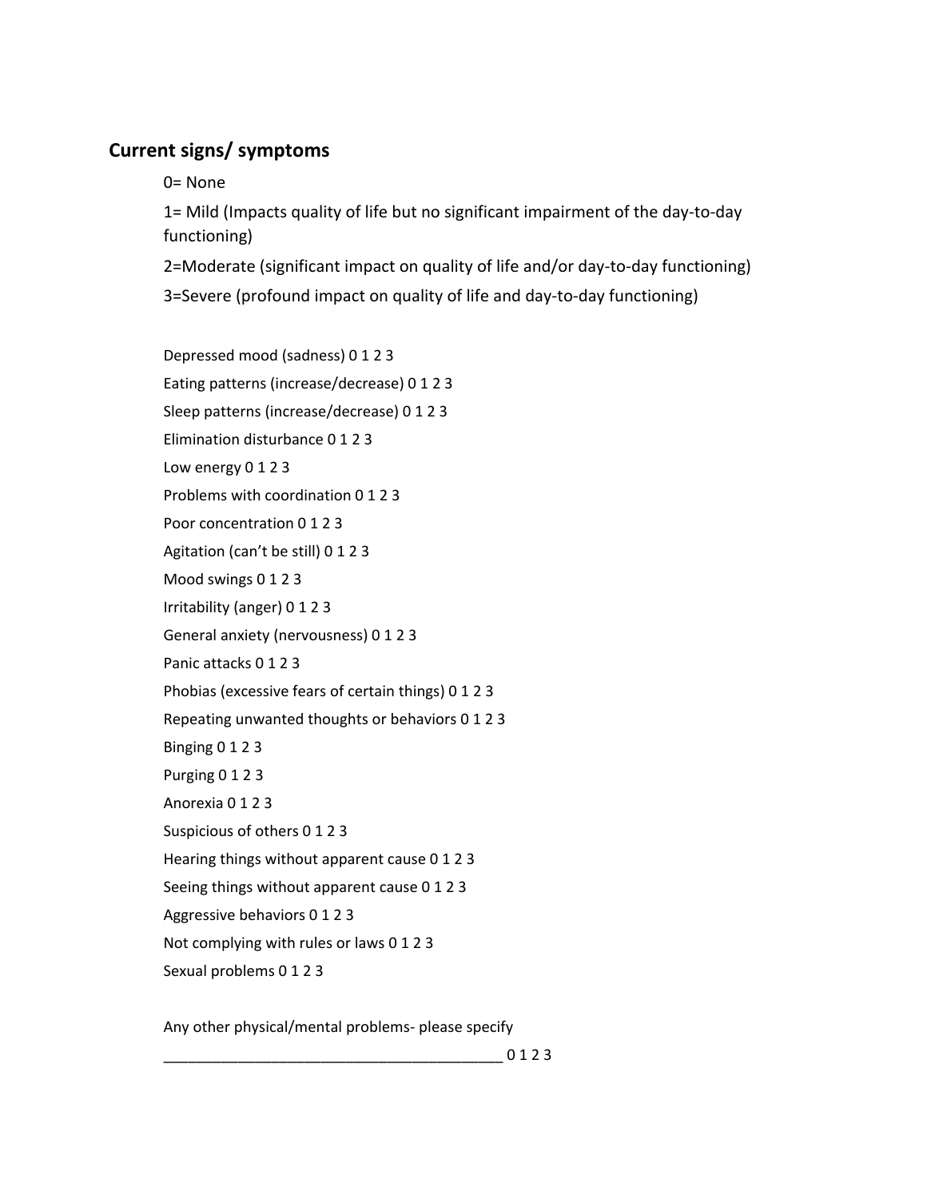## Current signs/ symptoms

0= None

1= Mild (Impacts quality of life but no significant impairment of the day-to-day functioning)

2=Moderate (significant impact on quality of life and/or day-to-day functioning)

3=Severe (profound impact on quality of life and day-to-day functioning)

Depressed mood (sadness) 0 1 2 3

Eating patterns (increase/decrease) 0 1 2 3

Sleep patterns (increase/decrease) 0 1 2 3

Elimination disturbance 0 1 2 3

Low energy 0 1 2 3

Problems with coordination 0 1 2 3

Poor concentration 0 1 2 3

Agitation (can't be still) 0 1 2 3

Mood swings 0 1 2 3

Irritability (anger) 0 1 2 3

General anxiety (nervousness) 0 1 2 3

Panic attacks 0 1 2 3

Phobias (excessive fears of certain things) 0 1 2 3

Repeating unwanted thoughts or behaviors 0 1 2 3

Binging 0 1 2 3

Purging 0 1 2 3

Anorexia 0 1 2 3

Suspicious of others 0 1 2 3

Hearing things without apparent cause 0 1 2 3

Seeing things without apparent cause 0 1 2 3

Aggressive behaviors 0 1 2 3

Not complying with rules or laws 0 1 2 3

Sexual problems 0 1 2 3

Any other physical/mental problems- please specify

_________________________________________ 0 1 2 3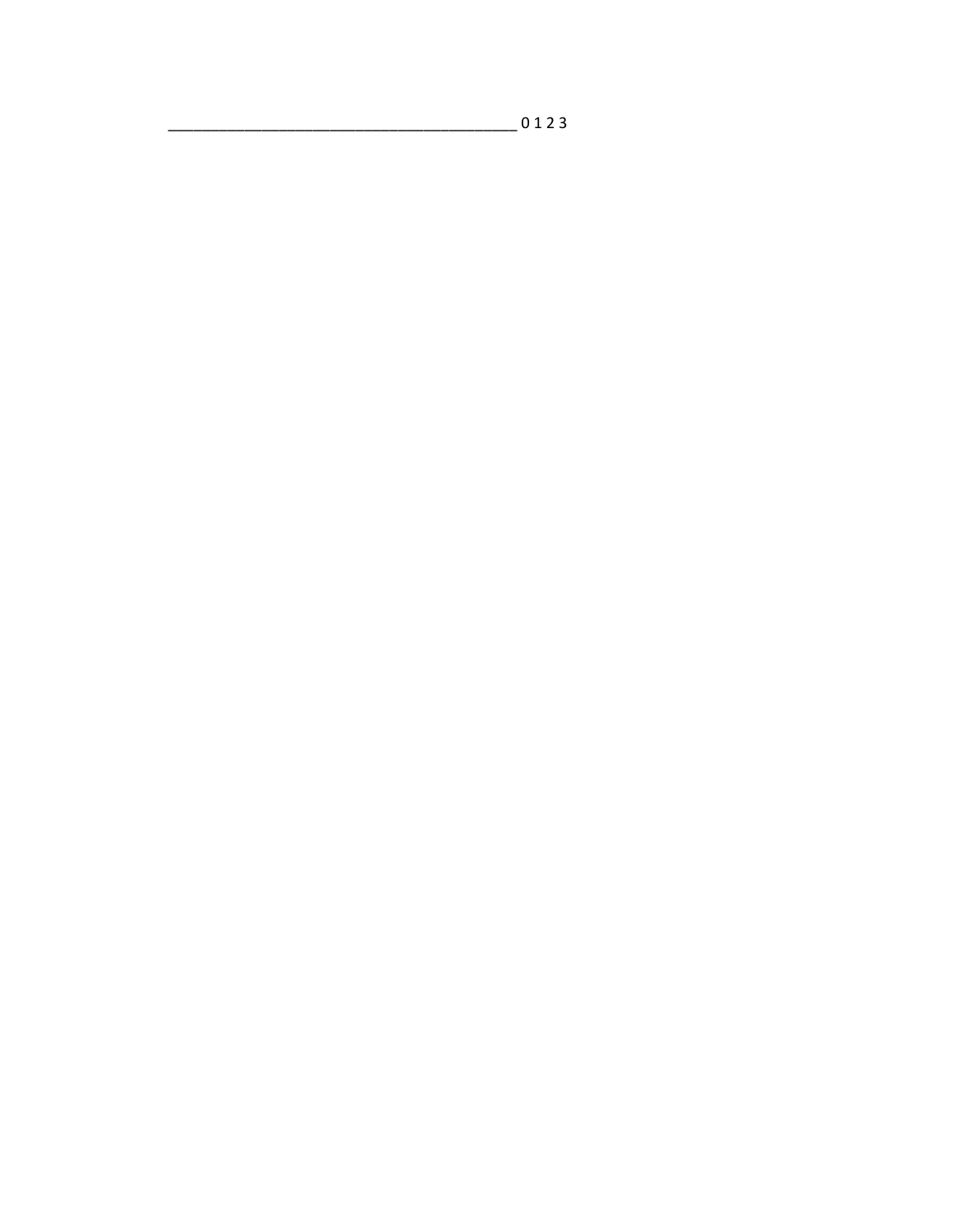______________________________________________ 0 1 2 3